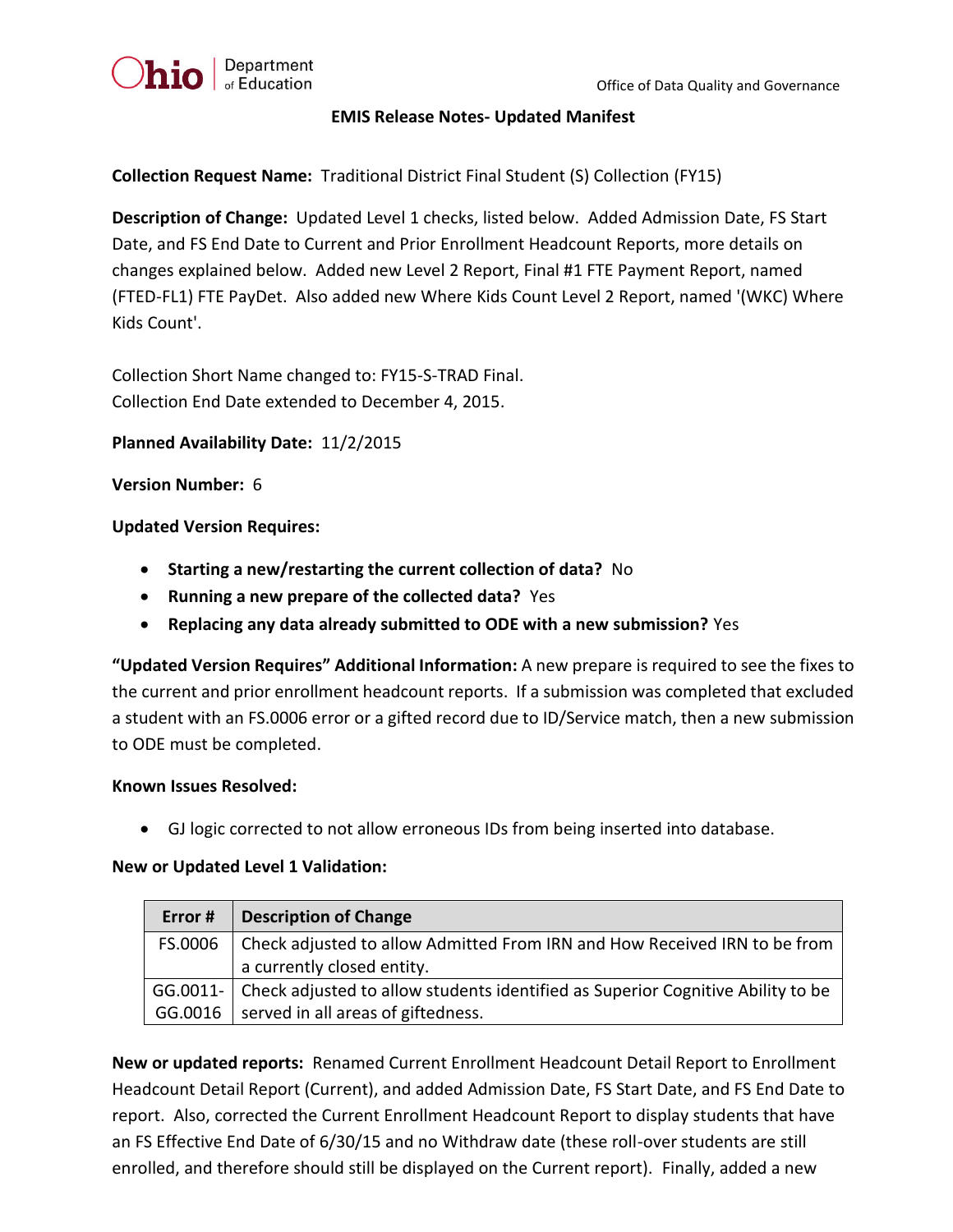Office of Data Quality and Governance

# EMIS Release Notes- Updated Manifest

**Collection Request Name:** Traditional District Final Student (S) Collection (FY15)

**Description of Change:** Updated Level 1 checks, listed below. Added Admission Date, FS Start Date, and FS End Date to Current and Prior Enrollment Headcount Reports, more details on changes explained below. Added new Level 2 Report, Final #1 FTE Payment Report, named (FTED-FL1) FTE PayDet. Also added new Where Kids Count Level 2 Report, named '(WKC) Where Kids Count'.

Collection Short Name changed to: FY15-S-TRAD Final.
Collection End Date extended to December 4, 2015.

**Planned Availability Date:** 11/2/2015

**Version Number:** 6

**Updated Version Requires:**

- **Starting a new/restarting the current collection of data?** No
- **Running a new prepare of the collected data?** Yes
- **Replacing any data already submitted to ODE with a new submission?** Yes

**"Updated Version Requires" Additional Information:** A new prepare is required to see the fixes to the current and prior enrollment headcount reports. If a submission was completed that excluded a student with an FS.0006 error or a gifted record due to ID/Service match, then a new submission to ODE must be completed.

**Known Issues Resolved:**

- GJ logic corrected to not allow erroneous IDs from being inserted into database.

**New or Updated Level 1 Validation:**

| Error # | Description of Change |
|---|---|
| FS.0006 | Check adjusted to allow Admitted From IRN and How Received IRN to be from a currently closed entity. |
| GG.0011-GG.0016 | Check adjusted to allow students identified as Superior Cognitive Ability to be served in all areas of giftedness. |

**New or updated reports:** Renamed Current Enrollment Headcount Detail Report to Enrollment Headcount Detail Report (Current), and added Admission Date, FS Start Date, and FS End Date to report. Also, corrected the Current Enrollment Headcount Report to display students that have an FS Effective End Date of 6/30/15 and no Withdraw date (these roll-over students are still enrolled, and therefore should still be displayed on the Current report). Finally, added a new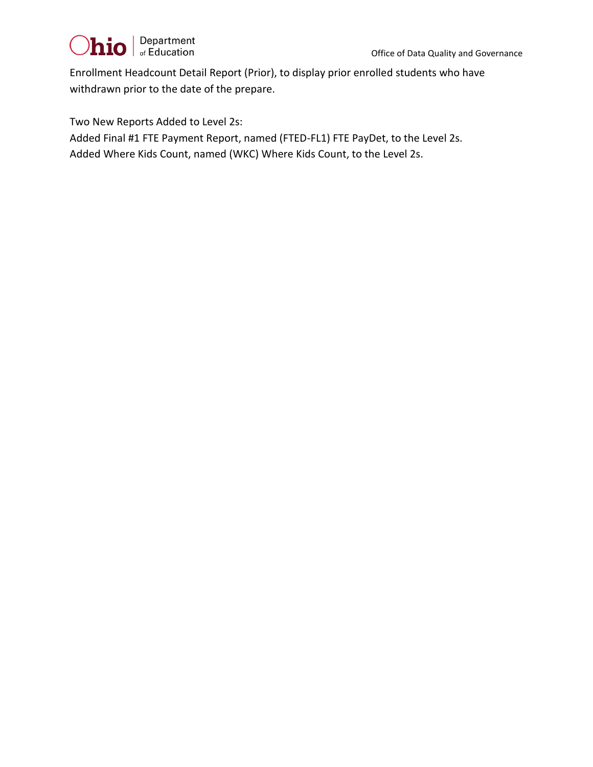Enrollment Headcount Detail Report (Prior), to display prior enrolled students who have withdrawn prior to the date of the prepare.

Two New Reports Added to Level 2s:
Added Final #1 FTE Payment Report, named (FTED-FL1) FTE PayDet, to the Level 2s.
Added Where Kids Count, named (WKC) Where Kids Count, to the Level 2s.